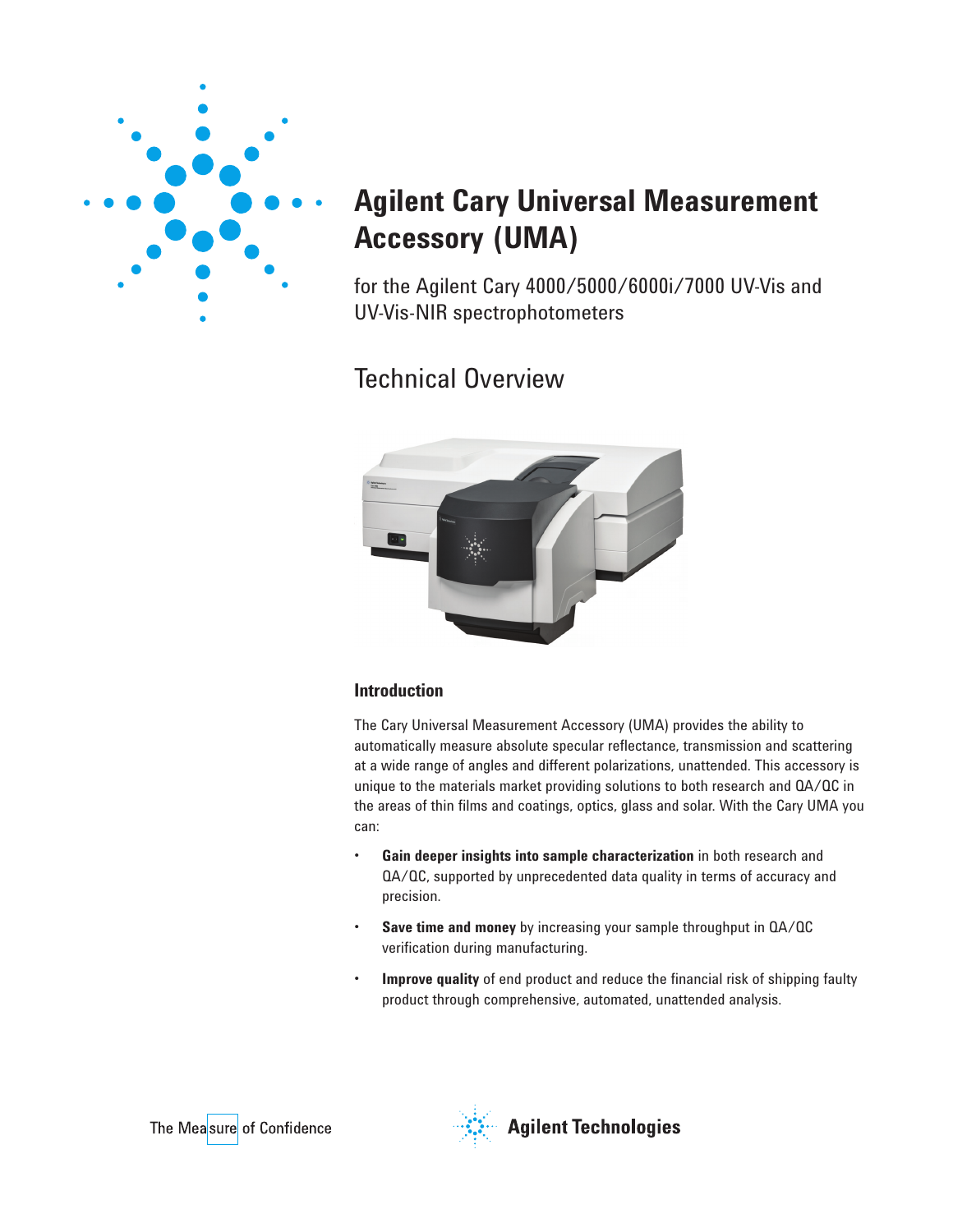# Agilent Cary Universal Measurement Accessory (UMA)

for the Agilent Cary 4000/5000/6000i/7000 UV-Vis and UV-Vis-NIR spectrophotometers

## Technical Overview

### Introduction

The Cary Universal Measurement Accessory (UMA) provides the ability to automatically measure absolute specular reflectance, transmission and scattering at a wide range of angles and different polarizations, unattended. This accessory is unique to the materials market providing solutions to both research and QA/QC in the areas of thin films and coatings, optics, glass and solar. With the Cary UMA you can:

- **Gain deeper insights into sample characterization** in both research and QA/QC, supported by unprecedented data quality in terms of accuracy and precision.
- **Save time and money** by increasing your sample throughput in QA/QC verification during manufacturing.
- **Improve quality** of end product and reduce the financial risk of shipping faulty product through comprehensive, automated, unattended analysis.

The Measure of Confidence

Agilent Technologies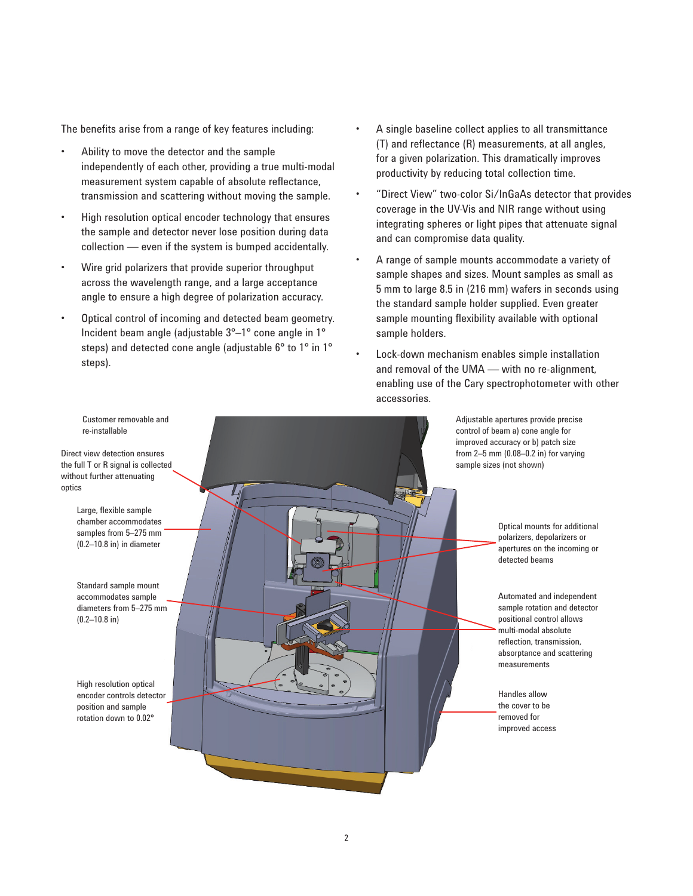The benefits arise from a range of key features including:

- Ability to move the detector and the sample independently of each other, providing a true multi-modal measurement system capable of absolute reflectance, transmission and scattering without moving the sample.
- High resolution optical encoder technology that ensures the sample and detector never lose position during data collection — even if the system is bumped accidentally.
- Wire grid polarizers that provide superior throughput across the wavelength range, and a large acceptance angle to ensure a high degree of polarization accuracy.
- Optical control of incoming and detected beam geometry. Incident beam angle (adjustable 3°–1° cone angle in 1° steps) and detected cone angle (adjustable 6° to 1° in 1° steps).
- A single baseline collect applies to all transmittance (T) and reflectance (R) measurements, at all angles, for a given polarization. This dramatically improves productivity by reducing total collection time.
- "Direct View" two-color Si/InGaAs detector that provides coverage in the UV-Vis and NIR range without using integrating spheres or light pipes that attenuate signal and can compromise data quality.
- A range of sample mounts accommodate a variety of sample shapes and sizes. Mount samples as small as 5 mm to large 8.5 in (216 mm) wafers in seconds using the standard sample holder supplied. Even greater sample mounting flexibility available with optional sample holders.
- Lock-down mechanism enables simple installation and removal of the UMA — with no re-alignment, enabling use of the Cary spectrophotometer with other accessories.

Customer removable and re-installable

Direct view detection ensures the full T or R signal is collected without further attenuating optics

Large, flexible sample chamber accommodates samples from 5–275 mm (0.2–10.8 in) in diameter

Standard sample mount accommodates sample diameters from 5–275 mm (0.2–10.8 in)

High resolution optical encoder controls detector position and sample rotation down to 0.02°

Adjustable apertures provide precise control of beam a) cone angle for improved accuracy or b) patch size from 2–5 mm (0.08–0.2 in) for varying sample sizes (not shown)

Optical mounts for additional polarizers, depolarizers or apertures on the incoming or detected beams

Automated and independent sample rotation and detector positional control allows multi-modal absolute reflection, transmission, absorptance and scattering measurements

Handles allow the cover to be removed for improved access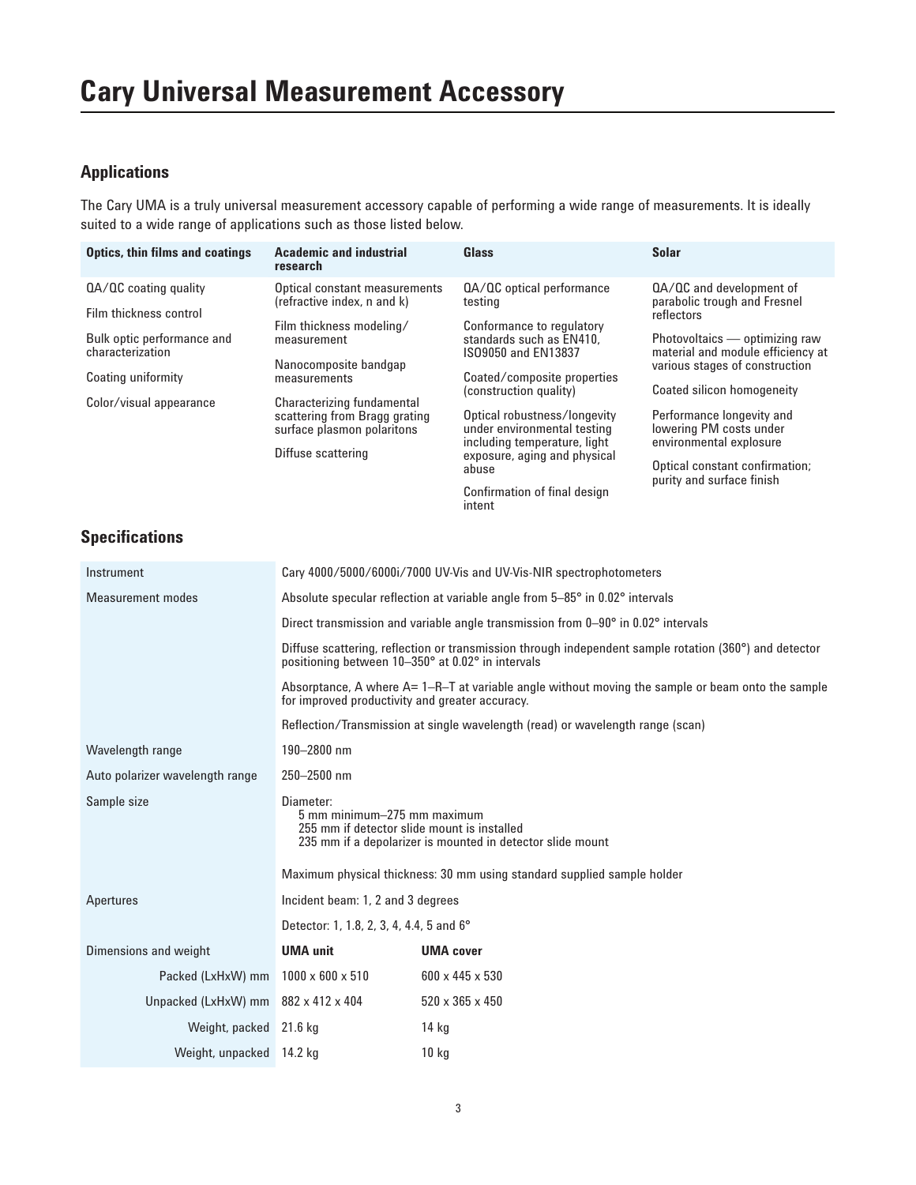# Cary Universal Measurement Accessory

## Applications

The Cary UMA is a truly universal measurement accessory capable of performing a wide range of measurements. It is ideally suited to a wide range of applications such as those listed below.

| Optics, thin films and coatings | Academic and industrial research | Glass | Solar |
|---|---|---|---|
| QA/QC coating quality<br>Film thickness control<br>Bulk optic performance and characterization<br>Coating uniformity<br>Color/visual appearance | Optical constant measurements (refractive index, n and k)<br>Film thickness modeling/ measurement<br>Nanocomposite bandgap measurements<br>Characterizing fundamental scattering from Bragg grating surface plasmon polaritons<br>Diffuse scattering | QA/QC optical performance testing<br>Conformance to regulatory standards such as EN410, ISO9050 and EN13837<br>Coated/composite properties (construction quality)<br>Optical robustness/longevity under environmental testing including temperature, light exposure, aging and physical abuse<br>Confirmation of final design intent | QA/QC and development of parabolic trough and Fresnel reflectors<br>Photovoltaics — optimizing raw material and module efficiency at various stages of construction<br>Coated silicon homogeneity<br>Performance longevity and lowering PM costs under environmental explosure<br>Optical constant confirmation; purity and surface finish |

## Specifications

| | | |
|---|---|---|
| Instrument | Cary 4000/5000/6000i/7000 UV-Vis and UV-Vis-NIR spectrophotometers | |
| Measurement modes | Absolute specular reflection at variable angle from 5–85° in 0.02° intervals | |
| | Direct transmission and variable angle transmission from 0–90° in 0.02° intervals | |
| | Diffuse scattering, reflection or transmission through independent sample rotation (360°) and detector positioning between 10–350° at 0.02° in intervals | |
| | Absorptance, A where A= 1–R–T at variable angle without moving the sample or beam onto the sample for improved productivity and greater accuracy. | |
| | Reflection/Transmission at single wavelength (read) or wavelength range (scan) | |
| Wavelength range | 190–2800 nm | |
| Auto polarizer wavelength range | 250–2500 nm | |
| Sample size | Diameter:<br>5 mm minimum–275 mm maximum<br>255 mm if detector slide mount is installed<br>235 mm if a depolarizer is mounted in detector slide mount | |
| | Maximum physical thickness: 30 mm using standard supplied sample holder | |
| Apertures | Incident beam: 1, 2 and 3 degrees | |
| | Detector: 1, 1.8, 2, 3, 4, 4.4, 5 and 6° | |
| Dimensions and weight | **UMA unit** | **UMA cover** |
| Packed (LxHxW) mm | 1000 x 600 x 510 | 600 x 445 x 530 |
| Unpacked (LxHxW) mm | 882 x 412 x 404 | 520 x 365 x 450 |
| Weight, packed | 21.6 kg | 14 kg |
| Weight, unpacked | 14.2 kg | 10 kg |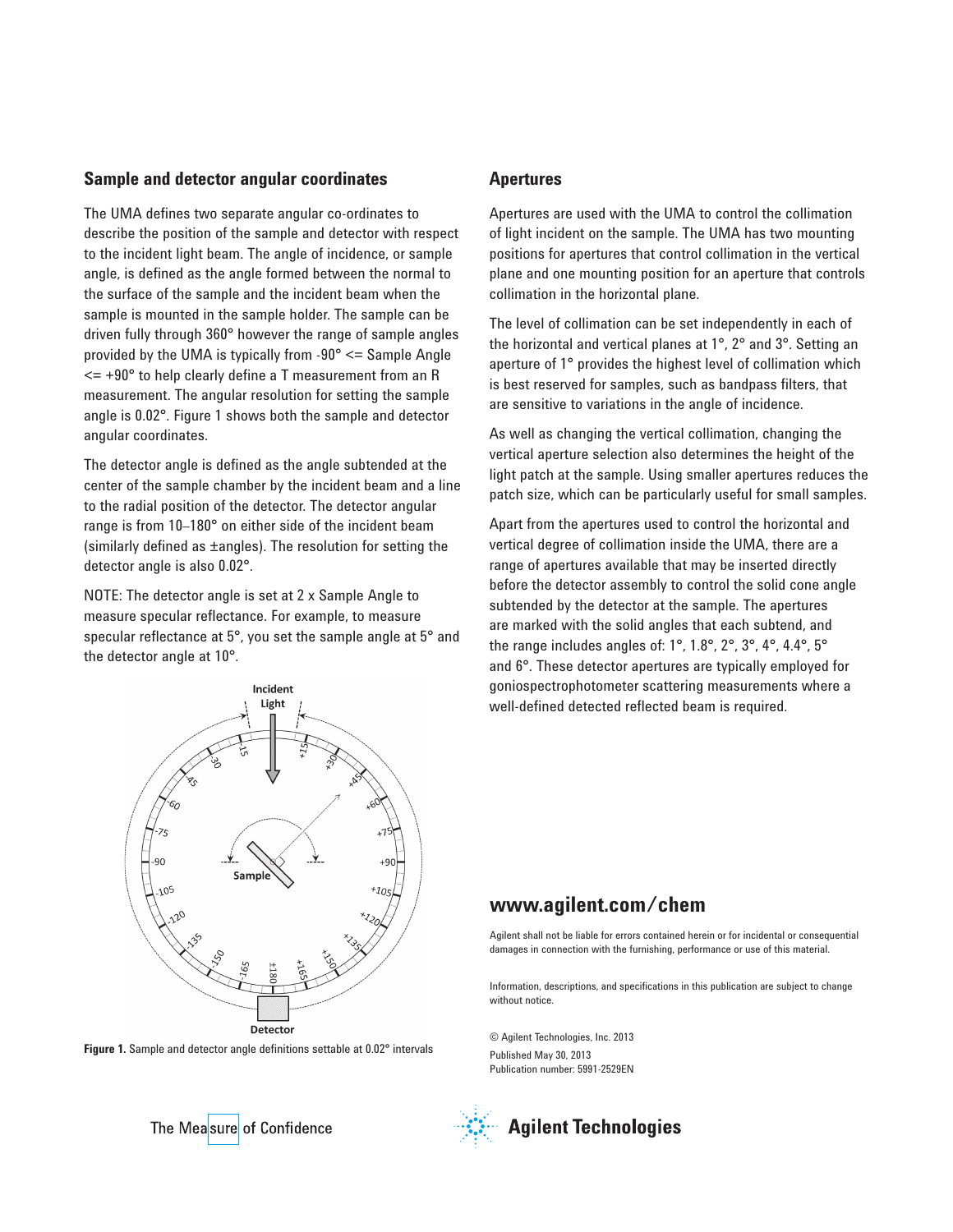## Sample and detector angular coordinates

The UMA defines two separate angular co-ordinates to describe the position of the sample and detector with respect to the incident light beam. The angle of incidence, or sample angle, is defined as the angle formed between the normal to the surface of the sample and the incident beam when the sample is mounted in the sample holder. The sample can be driven fully through 360° however the range of sample angles provided by the UMA is typically from -90° <= Sample Angle <= +90° to help clearly define a T measurement from an R measurement. The angular resolution for setting the sample angle is 0.02°. Figure 1 shows both the sample and detector angular coordinates.

The detector angle is defined as the angle subtended at the center of the sample chamber by the incident beam and a line to the radial position of the detector. The detector angular range is from 10–180° on either side of the incident beam (similarly defined as ±angles). The resolution for setting the detector angle is also 0.02°.

NOTE: The detector angle is set at 2 x Sample Angle to measure specular reflectance. For example, to measure specular reflectance at 5°, you set the sample angle at 5° and the detector angle at 10°.

Incident Light

-15
-30
-45
-60
-75
-90
-105
-120
-135
-150
-165
±180
+165
+150
+135
+120
+105
+90
+75
+60
+45
+30
+15

Sample

Detector

**Figure 1.** Sample and detector angle definitions settable at 0.02° intervals

## Apertures

Apertures are used with the UMA to control the collimation of light incident on the sample. The UMA has two mounting positions for apertures that control collimation in the vertical plane and one mounting position for an aperture that controls collimation in the horizontal plane.

The level of collimation can be set independently in each of the horizontal and vertical planes at 1°, 2° and 3°. Setting an aperture of 1° provides the highest level of collimation which is best reserved for samples, such as bandpass filters, that are sensitive to variations in the angle of incidence.

As well as changing the vertical collimation, changing the vertical aperture selection also determines the height of the light patch at the sample. Using smaller apertures reduces the patch size, which can be particularly useful for small samples.

Apart from the apertures used to control the horizontal and vertical degree of collimation inside the UMA, there are a range of apertures available that may be inserted directly before the detector assembly to control the solid cone angle subtended by the detector at the sample. The apertures are marked with the solid angles that each subtend, and the range includes angles of: 1°, 1.8°, 2°, 3°, 4°, 4.4°, 5° and 6°. These detector apertures are typically employed for goniospectrophotometer scattering measurements where a well-defined detected reflected beam is required.

## www.agilent.com/chem

Agilent shall not be liable for errors contained herein or for incidental or consequential damages in connection with the furnishing, performance or use of this material.

Information, descriptions, and specifications in this publication are subject to change without notice.

© Agilent Technologies, Inc. 2013
Published May 30, 2013
Publication number: 5991-2529EN

The Measure of Confidence

Agilent Technologies